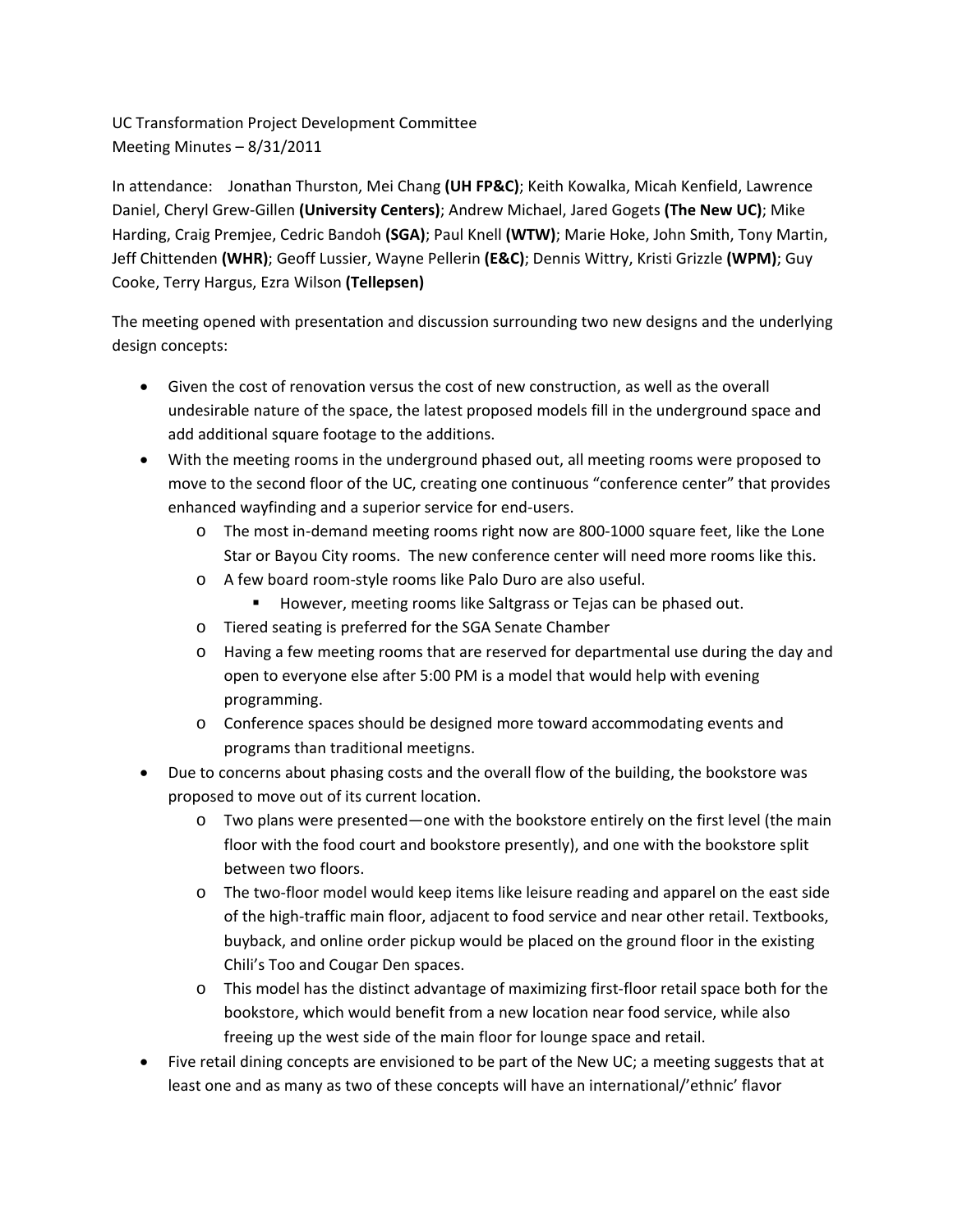UC Transformation Project Development Committee
Meeting Minutes – 8/31/2011

In attendance: Jonathan Thurston, Mei Chang **(UH FP&C)**; Keith Kowalka, Micah Kenfield, Lawrence Daniel, Cheryl Grew-Gillen **(University Centers)**; Andrew Michael, Jared Gogets **(The New UC)**; Mike Harding, Craig Premjee, Cedric Bandoh **(SGA)**; Paul Knell **(WTW)**; Marie Hoke, John Smith, Tony Martin, Jeff Chittenden **(WHR)**; Geoff Lussier, Wayne Pellerin **(E&C)**; Dennis Wittry, Kristi Grizzle **(WPM)**; Guy Cooke, Terry Hargus, Ezra Wilson **(Tellepsen)**

The meeting opened with presentation and discussion surrounding two new designs and the underlying design concepts:

- Given the cost of renovation versus the cost of new construction, as well as the overall undesirable nature of the space, the latest proposed models fill in the underground space and add additional square footage to the additions.
- With the meeting rooms in the underground phased out, all meeting rooms were proposed to move to the second floor of the UC, creating one continuous "conference center" that provides enhanced wayfinding and a superior service for end-users.
  - The most in-demand meeting rooms right now are 800-1000 square feet, like the Lone Star or Bayou City rooms. The new conference center will need more rooms like this.
  - A few board room-style rooms like Palo Duro are also useful.
    - However, meeting rooms like Saltgrass or Tejas can be phased out.
  - Tiered seating is preferred for the SGA Senate Chamber
  - Having a few meeting rooms that are reserved for departmental use during the day and open to everyone else after 5:00 PM is a model that would help with evening programming.
  - Conference spaces should be designed more toward accommodating events and programs than traditional meetigns.
- Due to concerns about phasing costs and the overall flow of the building, the bookstore was proposed to move out of its current location.
  - Two plans were presented—one with the bookstore entirely on the first level (the main floor with the food court and bookstore presently), and one with the bookstore split between two floors.
  - The two-floor model would keep items like leisure reading and apparel on the east side of the high-traffic main floor, adjacent to food service and near other retail. Textbooks, buyback, and online order pickup would be placed on the ground floor in the existing Chili's Too and Cougar Den spaces.
  - This model has the distinct advantage of maximizing first-floor retail space both for the bookstore, which would benefit from a new location near food service, while also freeing up the west side of the main floor for lounge space and retail.
- Five retail dining concepts are envisioned to be part of the New UC; a meeting suggests that at least one and as many as two of these concepts will have an international/'ethnic' flavor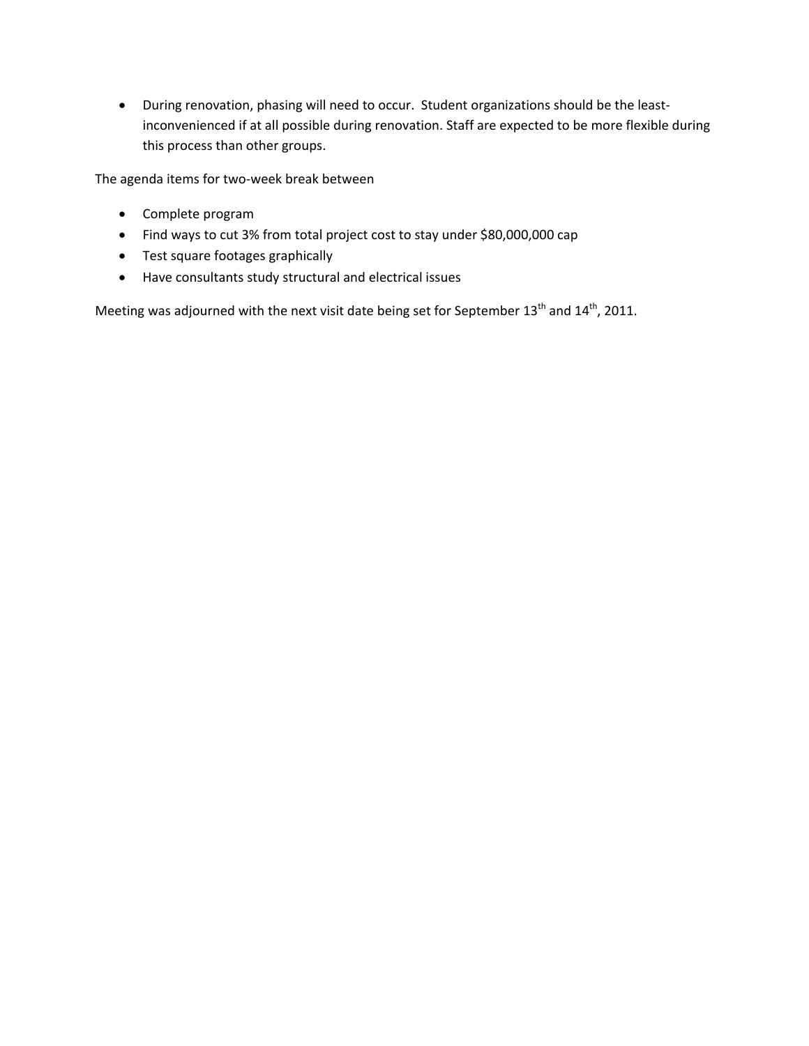- During renovation, phasing will need to occur. Student organizations should be the least-inconvenienced if at all possible during renovation. Staff are expected to be more flexible during this process than other groups.

The agenda items for two-week break between

- Complete program
- Find ways to cut 3% from total project cost to stay under $80,000,000 cap
- Test square footages graphically
- Have consultants study structural and electrical issues

Meeting was adjourned with the next visit date being set for September 13th and 14th, 2011.